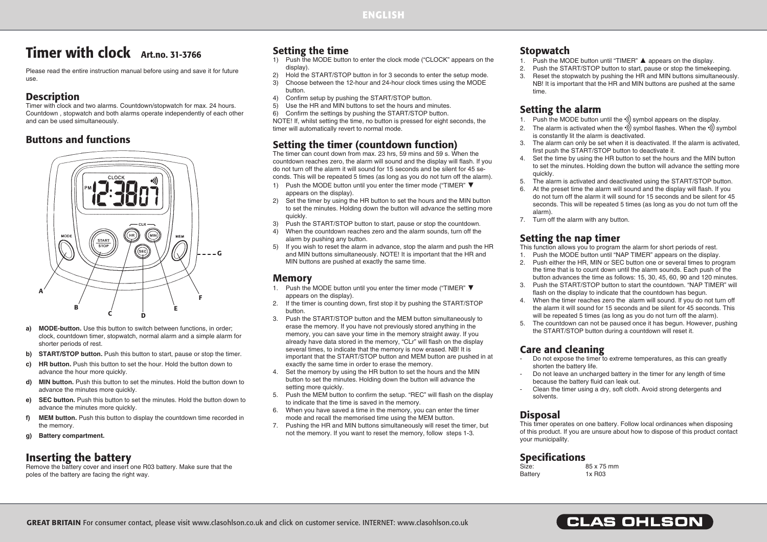# Timer with clock Art.no. 31-3766

Please read the entire instruction manual before using and save it for future use.

## Description

Timer with clock and two alarms. Countdown/stopwatch for max. 24 hours. Countdown , stopwatch and both alarms operate independently of each other and can be used simultaneously.

## Buttons and functions

a) **MODE-button.** Use this button to switch between functions, in order; clock, countdown timer, stopwatch, normal alarm and a simple alarm for shorter periods of rest.

b) **START/STOP button.** Push this button to start, pause or stop the timer.

c) **HR button.** Push this button to set the hour. Hold the button down to advance the hour more quickly.

d) **MIN button.** Push this button to set the minutes. Hold the button down to advance the minutes more quickly.

e) **SEC button.** Push this button to set the minutes. Hold the button down to advance the minutes more quickly.

f) **MEM button.** Push this button to display the countdown time recorded in the memory.

g) **Battery compartment.**

## Inserting the battery

Remove the battery cover and insert one R03 battery. Make sure that the poles of the battery are facing the right way.

## Setting the time

1) Push the MODE button to enter the clock mode ("CLOCK" appears on the display).
2) Hold the START/STOP button in for 3 seconds to enter the setup mode.
3) Choose between the 12-hour and 24-hour clock times using the MODE button.
4) Confirm setup by pushing the START/STOP button.
5) Use the HR and MIN buttons to set the hours and minutes.
6) Confirm the settings by pushing the START/STOP button.

NOTE! If, whilst setting the time, no button is pressed for eight seconds, the timer will automatically revert to normal mode.

## Setting the timer (countdown function)

The timer can count down from max. 23 hrs, 59 mins and 59 s. When the countdown reaches zero, the alarm will sound and the display will flash. If you do not turn off the alarm it will sound for 15 seconds and be silent for 45 seconds. This will be repeated 5 times (as long as you do not turn off the alarm).

1) Push the MODE button until you enter the timer mode ("TIMER" ▼ appears on the display).
2) Set the timer by using the HR button to set the hours and the MIN button to set the minutes. Holding down the button will advance the setting more quickly.
3) Push the START/STOP button to start, pause or stop the countdown.
4) When the countdown reaches zero and the alarm sounds, turn off the alarm by pushing any button.
5) If you wish to reset the alarm in advance, stop the alarm and push the HR and MIN buttons simultaneously. NOTE! It is important that the HR and MIN buttons are pushed at exactly the same time.

## Memory

1. Push the MODE button until you enter the timer mode ("TIMER" ▼ appears on the display).
2. If the timer is counting down, first stop it by pushing the START/STOP button.
3. Push the START/STOP button and the MEM button simultaneously to erase the memory. If you have not previously stored anything in the memory, you can save your time in the memory straight away. If you already have data stored in the memory, "CLr" will flash on the display several times, to indicate that the memory is now erased. NB! It is important that the START/STOP button and MEM button are pushed in at exactly the same time in order to erase the memory.
4. Set the memory by using the HR button to set the hours and the MIN button to set the minutes. Holding down the button will advance the setting more quickly.
5. Push the MEM button to confirm the setup. "REC" will flash on the display to indicate that the time is saved in the memory.
6. When you have saved a time in the memory, you can enter the timer mode and recall the memorised time using the MEM button.
7. Pushing the HR and MIN buttons simultaneously will reset the timer, but not the memory. If you want to reset the memory, follow steps 1-3.

## Stopwatch

1. Push the MODE button until "TIMER" ▲ appears on the display.
2. Push the START/STOP button to start, pause or stop the timekeeping.
3. Reset the stopwatch by pushing the HR and MIN buttons simultaneously. NB! It is important that the HR and MIN buttons are pushed at the same time.

## Setting the alarm

1. Push the MODE button until the •))) symbol appears on the display.
2. The alarm is activated when the •))) symbol flashes. When the •))) symbol is constantly lit the alarm is deactivated.
3. The alarm can only be set when it is deactivated. If the alarm is activated, first push the START/STOP button to deactivate it.
4. Set the time by using the HR button to set the hours and the MIN button to set the minutes. Holding down the button will advance the setting more quickly.
5. The alarm is activated and deactivated using the START/STOP button.
6. At the preset time the alarm will sound and the display will flash. If you do not turn off the alarm it will sound for 15 seconds and be silent for 45 seconds. This will be repeated 5 times (as long as you do not turn off the alarm).
7. Turn off the alarm with any button.

## Setting the nap timer

This function allows you to program the alarm for short periods of rest.

1. Push the MODE button until "NAP TIMER" appears on the display.
2. Push either the HR, MIN or SEC button one or several times to program the time that is to count down until the alarm sounds. Each push of the button advances the time as follows: 15, 30, 45, 60, 90 and 120 minutes.
3. Push the START/STOP button to start the countdown. "NAP TIMER" will flash on the display to indicate that the countdown has begun.
4. When the timer reaches zero the alarm will sound. If you do not turn off the alarm it will sound for 15 seconds and be silent for 45 seconds. This will be repeated 5 times (as long as you do not turn off the alarm).
5. The countdown can not be paused once it has begun. However, pushing the START/STOP button during a countdown will reset it.

## Care and cleaning

- Do not expose the timer to extreme temperatures, as this can greatly shorten the battery life.
- Do not leave an uncharged battery in the timer for any length of time because the battery fluid can leak out.
- Clean the timer using a dry, soft cloth. Avoid strong detergents and solvents.

## Disposal

This timer operates on one battery. Follow local ordinances when disposing of this product. If you are unsure about how to dispose of this product contact your municipality.

## Specifications

| | |
|---|---|
| Size: | 85 x 75 mm |
| Battery | 1x R03 |

**GREAT BRITAIN** For consumer contact, please visit www.clasohlson.co.uk and click on customer service. INTERNET: www.clasohlson.co.uk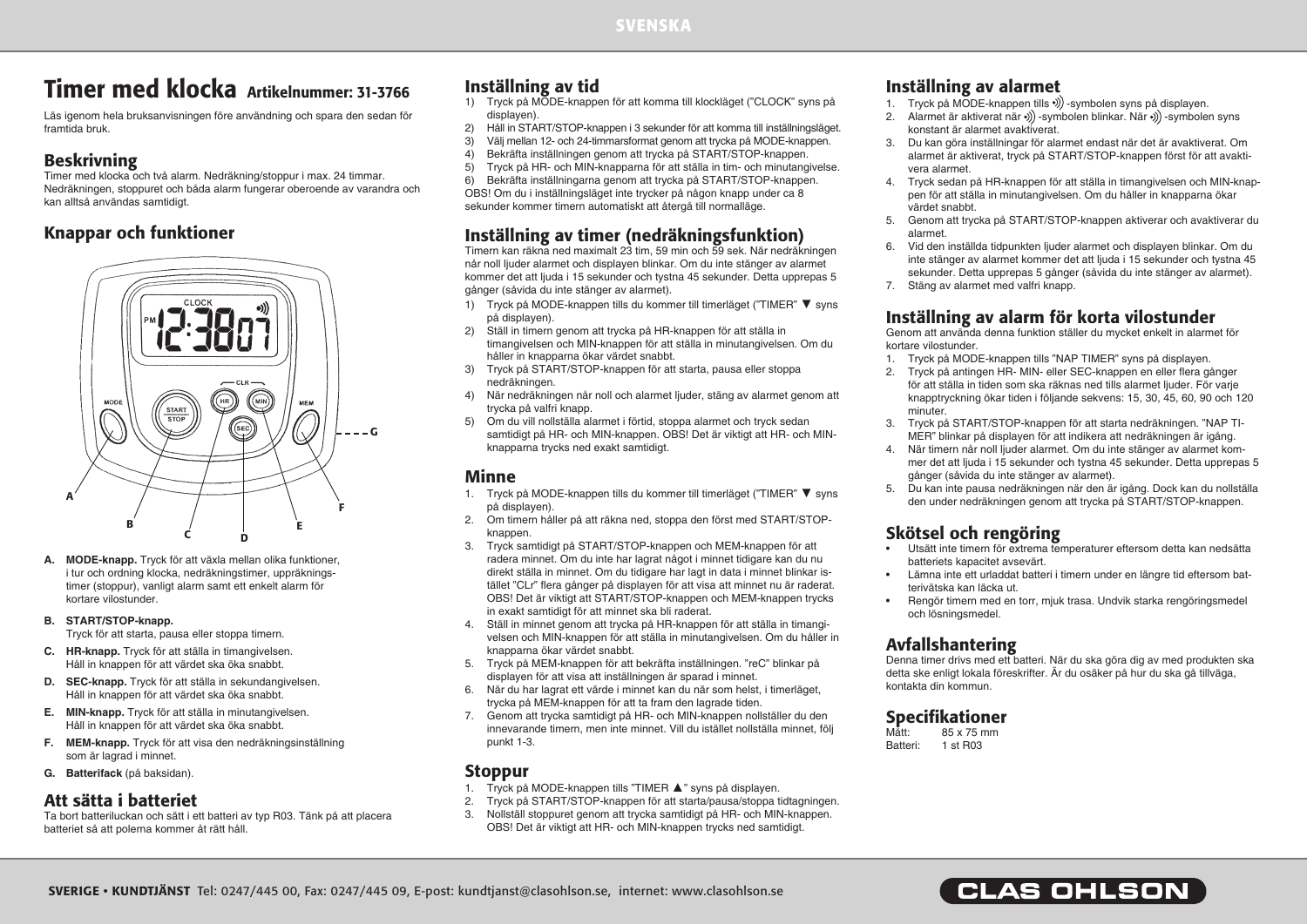# Timer med klocka Artikelnummer: 31-3766

Läs igenom hela bruksanvisningen före användning och spara den sedan för framtida bruk.

## Beskrivning

Timer med klocka och två alarm. Nedräkning/stoppur i max. 24 timmar. Nedräkningen, stoppuret och båda alarm fungerar oberoende av varandra och kan alltså användas samtidigt.

## Knappar och funktioner

- **A. MODE-knapp.** Tryck för att växla mellan olika funktioner, i tur och ordning klocka, nedräkningstimer, uppräkningstimer (stoppur), vanligt alarm samt ett enkelt alarm för kortare vilostunder.
- **B. START/STOP-knapp.** Tryck för att starta, pausa eller stoppa timern.
- **C. HR-knapp.** Tryck för att ställa in timangivelsen. Håll in knappen för att värdet ska öka snabbt.
- **D. SEC-knapp.** Tryck för att ställa in sekundangivelsen. Håll in knappen för att värdet ska öka snabbt.
- **E. MIN-knapp.** Tryck för att ställa in minutangivelsen. Håll in knappen för att värdet ska öka snabbt.
- **F. MEM-knapp.** Tryck för att visa den nedräkningsinställning som är lagrad i minnet.
- **G. Batterifack** (på baksidan).

## Att sätta i batteriet

Ta bort batteriluckan och sätt i ett batteri av typ R03. Tänk på att placera batteriet så att polerna kommer åt rätt håll.

## Inställning av tid

1) Tryck på MODE-knappen för att komma till klockläget (”CLOCK” syns på displayen).
2) Håll in START/STOP-knappen i 3 sekunder för att komma till inställningsläget.
3) Välj mellan 12- och 24-timmarsformat genom att trycka på MODE-knappen.
4) Bekräfta inställningen genom att trycka på START/STOP-knappen.
5) Tryck på HR- och MIN-knapparna för att ställa in tim- och minutangivelse.
6) Bekräfta inställningarna genom att trycka på START/STOP-knappen.

OBS! Om du i inställningsläget inte trycker på någon knapp under ca 8 sekunder kommer timern automatiskt att återgå till normalläge.

## Inställning av timer (nedräkningsfunktion)

Timern kan räkna ned maximalt 23 tim, 59 min och 59 sek. När nedräkningen når noll ljuder alarmet och displayen blinkar. Om du inte stänger av alarmet kommer det att ljuda i 15 sekunder och tystna 45 sekunder. Detta upprepas 5 gånger (såvida du inte stänger av alarmet).

1) Tryck på MODE-knappen tills du kommer till timerläget (”TIMER” ▼ syns på displayen).
2) Ställ in timern genom att trycka på HR-knappen för att ställa in timangivelsen och MIN-knappen för att ställa in minutangivelsen. Om du håller in knapparna ökar värdet snabbt.
3) Tryck på START/STOP-knappen för att starta, pausa eller stoppa nedräkningen.
4) När nedräkningen når noll och alarmet ljuder, stäng av alarmet genom att trycka på valfri knapp.
5) Om du vill nollställa alarmet i förtid, stoppa alarmet och tryck sedan samtidigt på HR- och MIN-knappen. OBS! Det är viktigt att HR- och MIN-knapparna trycks ned exakt samtidigt.

## Minne

1. Tryck på MODE-knappen tills du kommer till timerläget (”TIMER” ▼ syns på displayen).
2. Om timern håller på att räkna ned, stoppa den först med START/STOP-knappen.
3. Tryck samtidigt på START/STOP-knappen och MEM-knappen för att radera minnet. Om du inte har lagrat något i minnet tidigare kan du nu direkt ställa in minnet. Om du tidigare har lagt in data i minnet blinkar istället ”CLr” flera gånger på displayen för att visa att minnet nu är raderat. OBS! Det är viktigt att START/STOP-knappen och MEM-knappen trycks in exakt samtidigt för att minnet ska bli raderat.
4. Ställ in minnet genom att trycka på HR-knappen för att ställa in timangivelsen och MIN-knappen för att ställa in minutangivelsen. Om du håller in knapparna ökar värdet snabbt.
5. Tryck på MEM-knappen för att bekräfta inställningen. ”reC” blinkar på displayen för att visa att inställningen är sparad i minnet.
6. När du har lagrat ett värde i minnet kan du när som helst, i timerläget, trycka på MEM-knappen för att ta fram den lagrade tiden.
7. Genom att trycka samtidigt på HR- och MIN-knappen nollställer du den innevarande timern, men inte minnet. Vill du istället nollställa minnet, följ punkt 1-3.

## Stoppur

1. Tryck på MODE-knappen tills ”TIMER ▲” syns på displayen.
2. Tryck på START/STOP-knappen för att starta/pausa/stoppa tidtagningen.
3. Nollställ stoppuret genom att trycka samtidigt på HR- och MIN-knappen. OBS! Det är viktigt att HR- och MIN-knappen trycks ned samtidigt.

## Inställning av alarmet

1. Tryck på MODE-knappen tills •))) -symbolen syns på displayen.
2. Alarmet är aktiverat när •))) -symbolen blinkar. När •))) -symbolen syns konstant är alarmet avaktiverat.
3. Du kan göra inställningar för alarmet endast när det är avaktiverat. Om alarmet är aktiverat, tryck på START/STOP-knappen först för att avaktivera alarmet.
4. Tryck sedan på HR-knappen för att ställa in timangivelsen och MIN-knappen för att ställa in minutangivelsen. Om du håller in knapparna ökar värdet snabbt.
5. Genom att trycka på START/STOP-knappen aktiverar och avaktiverar du alarmet.
6. Vid den inställda tidpunkten ljuder alarmet och displayen blinkar. Om du inte stänger av alarmet kommer det att ljuda i 15 sekunder och tystna 45 sekunder. Detta upprepas 5 gånger (såvida du inte stänger av alarmet).
7. Stäng av alarmet med valfri knapp.

## Inställning av alarm för korta vilostunder

Genom att använda denna funktion ställer du mycket enkelt in alarmet för kortare vilostunder.

1. Tryck på MODE-knappen tills ”NAP TIMER” syns på displayen.
2. Tryck på antingen HR- MIN- eller SEC-knappen en eller flera gånger för att ställa in tiden som ska räknas ned tills alarmet ljuder. För varje knapptryckning ökar tiden i följande sekvens: 15, 30, 45, 60, 90 och 120 minuter.
3. Tryck på START/STOP-knappen för att starta nedräkningen. ”NAP TIMER” blinkar på displayen för att indikera att nedräkningen är igång.
4. När timern når noll ljuder alarmet. Om du inte stänger av alarmet kommer det att ljuda i 15 sekunder och tystna 45 sekunder. Detta upprepas 5 gånger (såvida du inte stänger av alarmet).
5. Du kan inte pausa nedräkningen när den är igång. Dock kan du nollställa den under nedräkningen genom att trycka på START/STOP-knappen.

## Skötsel och rengöring

- Utsätt inte timern för extrema temperaturer eftersom detta kan nedsätta batteriets kapacitet avsevärt.
- Lämna inte ett urladdat batteri i timern under en längre tid eftersom batterivätska kan läcka ut.
- Rengör timern med en torr, mjuk trasa. Undvik starka rengöringsmedel och lösningsmedel.

## Avfallshantering

Denna timer drivs med ett batteri. När du ska göra dig av med produkten ska detta ske enligt lokala föreskrifter. Är du osäker på hur du ska gå tillväga, kontakta din kommun.

## Specifikationer

| | |
|---|---|
| Mått: | 85 x 75 mm |
| Batteri: | 1 st R03 |

**SVERIGE • KUNDTJÄNST** Tel: 0247/445 00, Fax: 0247/445 09, E-post: kundtjanst@clasohlson.se, internet: www.clasohlson.se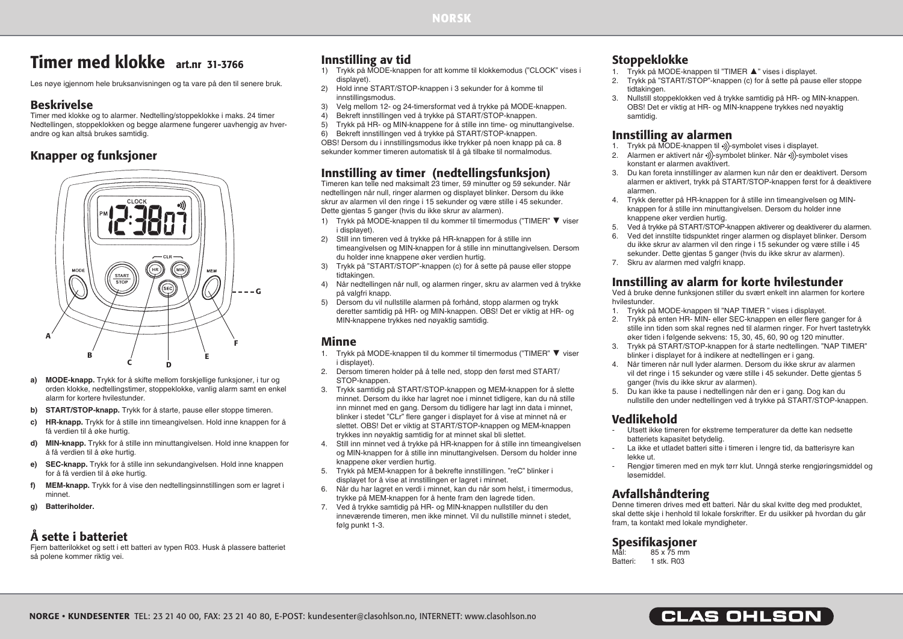# Timer med klokke art.nr 31-3766

Les nøye igjennom hele bruksanvisningen og ta vare på den til senere bruk.

## Beskrivelse

Timer med klokke og to alarmer. Nedtelling/stoppeklokke i maks. 24 timer Nedtellingen, stoppeklokken og begge alarmene fungerer uavhengig av hverandre og kan altså brukes samtidig.

## Knapper og funksjoner

- **a) MODE-knapp.** Trykk for å skifte mellom forskjellige funksjoner, i tur og orden klokke, nedtellingstimer, stoppeklokke, vanlig alarm samt en enkel alarm for kortere hvilestunder.
- **b) START/STOP-knapp.** Trykk for å starte, pause eller stoppe timeren.
- **c) HR-knapp.** Trykk for å stille inn timeangivelsen. Hold inne knappen for å få verdien til å øke hurtig.
- **d) MIN-knapp.** Trykk for å stille inn minuttangivelsen. Hold inne knappen for å få verdien til å øke hurtig.
- **e) SEC-knapp.** Trykk for å stille inn sekundangivelsen. Hold inne knappen for å få verdien til å øke hurtig.
- **f) MEM-knapp.** Trykk for å vise den nedtellingsinnstillingen som er lagret i minnet.
- **g) Batteriholder.**

## Å sette i batteriet

Fjern batterilokket og sett i ett batteri av typen R03. Husk å plassere batteriet så polene kommer riktig vei.

## Innstilling av tid

1) Trykk på MODE-knappen for att komme til klokkemodus ("CLOCK" vises i displayet).
2) Hold inne START/STOP-knappen i 3 sekunder for å komme til innstillingsmodus.
3) Velg mellom 12- og 24-timersformat ved å trykke på MODE-knappen.
4) Bekreft innstillingen ved å trykke på START/STOP-knappen.
5) Trykk på HR- og MIN-knappene for å stille inn time- og minuttangivelse.
6) Bekreft innstillingen ved å trykke på START/STOP-knappen.

OBS! Dersom du i innstillingsmodus ikke trykker på noen knapp på ca. 8 sekunder kommer timeren automatisk til å gå tilbake til normalmodus.

## Innstilling av timer (nedtellingsfunksjon)

Timeren kan telle ned maksimalt 23 timer, 59 minutter og 59 sekunder. Når nedtellingen når null, ringer alarmen og displayet blinker. Dersom du ikke skrur av alarmen vil den ringe i 15 sekunder og være stille i 45 sekunder. Dette gjentas 5 ganger (hvis du ikke skrur av alarmen).

1) Trykk på MODE-knappen til du kommer til timermodus ("TIMER" ▼ viser i displayet).
2) Still inn timeren ved å trykke på HR-knappen for å stille inn timeangivelsen og MIN-knappen for å stille inn minuttangivelsen. Dersom du holder inne knappene øker verdien hurtig.
3) Trykk på "START/STOP"-knappen (c) for å sette på pause eller stoppe tidtakingen.
4) Når nedtellingen når null, og alarmen ringer, skru av alarmen ved å trykke på valgfri knapp.
5) Dersom du vil nullstille alarmen på forhånd, stopp alarmen og trykk deretter samtidig på HR- og MIN-knappen. OBS! Det er viktig at HR- og MIN-knappene trykkes ned nøyaktig samtidig.

## Minne

1. Trykk på MODE-knappen til du kommer til timermodus ("TIMER" ▼ viser i displayet).
2. Dersom timeren holder på å telle ned, stopp den først med START/STOP-knappen.
3. Trykk samtidig på START/STOP-knappen og MEM-knappen for å slette minnet. Dersom du ikke har lagret noe i minnet tidligere, kan du nå stille inn minnet med en gang. Dersom du tidligere har lagt inn data i minnet, blinker i stedet "CLr" flere ganger i displayet for å vise at minnet nå er slettet. OBS! Det er viktig at START/STOP-knappen og MEM-knappen trykkes inn nøyaktig samtidig for at minnet skal bli slettet.
4. Still inn minnet ved å trykke på HR-knappen for å stille inn timeangivelsen og MIN-knappen for å stille inn minuttangivelsen. Dersom du holder inne knappene øker verdien hurtig.
5. Trykk på MEM-knappen for å bekrefte innstillingen. "reC" blinker i displayet for å vise at innstillingen er lagret i minnet.
6. Når du har lagret en verdi i minnet, kan du når som helst, i timermodus, trykke på MEM-knappen for å hente fram den lagrede tiden.
7. Ved å trykke samtidig på HR- og MIN-knappen nullstiller du den inneværende timeren, men ikke minnet. Vil du nullstille minnet i stedet, følg punkt 1-3.

## Stoppeklokke

1. Trykk på MODE-knappen til "TIMER ▲" vises i displayet.
2. Trykk på "START/STOP"-knappen (c) for å sette på pause eller stoppe tidtakingen.
3. Nullstill stoppeklokken ved å trykke samtidig på HR- og MIN-knappen. OBS! Det er viktig at HR- og MIN-knappene trykkes ned nøyaktig samtidig.

## Innstilling av alarmen

1. Trykk på MODE-knappen til •))-symbolet vises i displayet.
2. Alarmen er aktivert når •))-symbolet blinker. Når •))-symbolet vises konstant er alarmen avaktivert.
3. Du kan foreta innstillinger av alarmen kun når den er deaktivert. Dersom alarmen er aktivert, trykk på START/STOP-knappen først for å deaktivere alarmen.
4. Trykk deretter på HR-knappen for å stille inn timeangivelsen og MIN-knappen for å stille inn minuttangivelsen. Dersom du holder inne knappene øker verdien hurtig.
5. Ved å trykke på START/STOP-knappen aktiverer og deaktiverer du alarmen.
6. Ved det innstilte tidspunktet ringer alarmen og displayet blinker. Dersom du ikke skrur av alarmen vil den ringe i 15 sekunder og være stille i 45 sekunder. Dette gjentas 5 ganger (hvis du ikke skrur av alarmen).
7. Skru av alarmen med valgfri knapp.

## Innstilling av alarm for korte hvilestunder

Ved å bruke denne funksjonen stiller du svært enkelt inn alarmen for kortere hvilestunder.

1. Trykk på MODE-knappen til "NAP TIMER " vises i displayet.
2. Trykk på enten HR- MIN- eller SEC-knappen en eller flere ganger for å stille inn tiden som skal regnes ned til alarmen ringer. For hvert tastetrykk øker tiden i følgende sekvens: 15, 30, 45, 60, 90 og 120 minutter.
3. Trykk på START/STOP-knappen for å starte nedtellingen. "NAP TIMER" blinker i displayet for å indikere at nedtellingen er i gang.
4. Når timeren når null lyder alarmen. Dersom du ikke skrur av alarmen vil det ringe i 15 sekunder og være stille i 45 sekunder. Dette gjentas 5 ganger (hvis du ikke skrur av alarmen).
5. Du kan ikke ta pause i nedtellingen når den er i gang. Dog kan du nullstille den under nedtellingen ved å trykke på START/STOP-knappen.

## Vedlikehold

- Utsett ikke timeren for ekstreme temperaturer da dette kan nedsette batteriets kapasitet betydelig.
- La ikke et utladet batteri sitte i timeren i lengre tid, da batterisyre kan lekke ut.
- Rengjør timeren med en myk tørr klut. Unngå sterke rengjøringsmiddel og løsemiddel.

## Avfallshåndtering

Denne timeren drives med ett batteri. Når du skal kvitte deg med produktet, skal dette skje i henhold til lokale forskrifter. Er du usikker på hvordan du går fram, ta kontakt med lokale myndigheter.

## Spesifikasjoner

| | |
|---|---|
| Mål: | 85 x 75 mm |
| Batteri: | 1 stk. R03 |

**NORGE • KUNDESENTER** TEL: 23 21 40 00, FAX: 23 21 40 80, E-POST: kundesenter@clasohlson.no, INTERNETT: www.clasohlson.no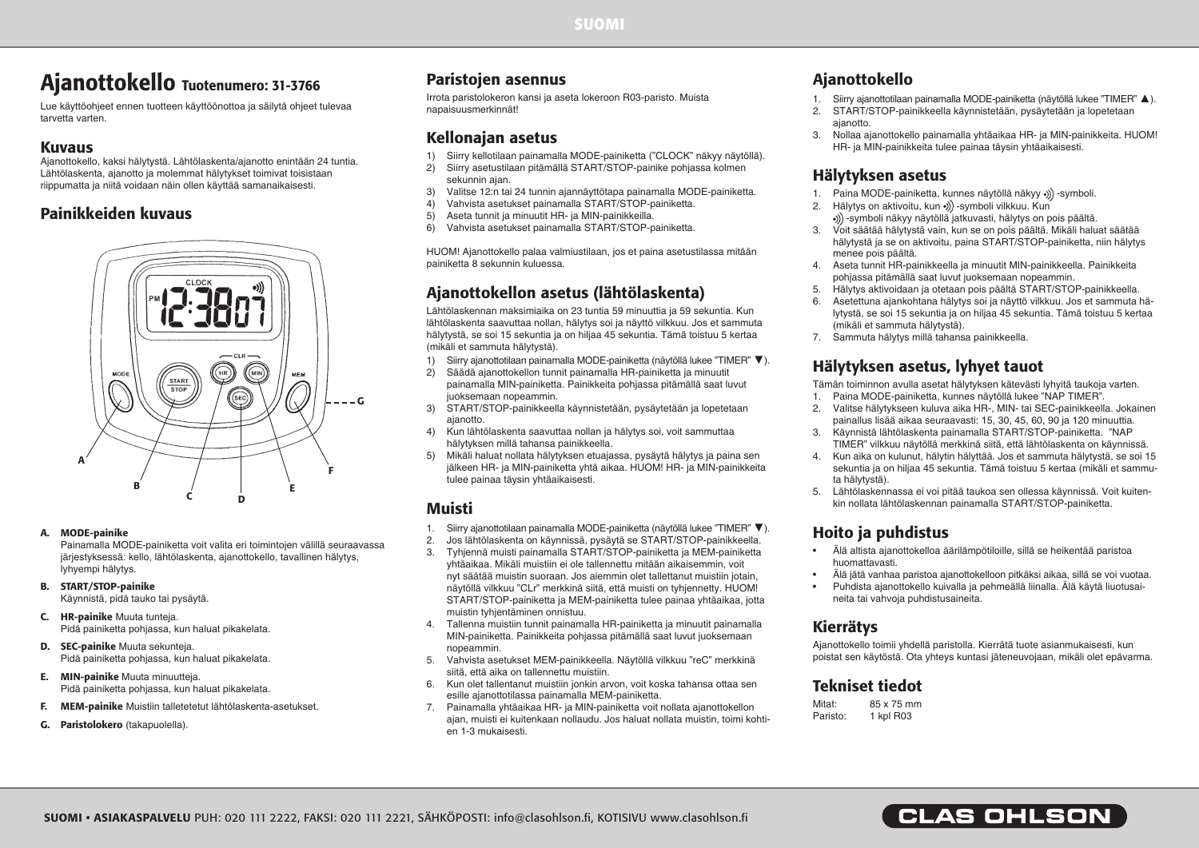# Ajanottokello Tuotenumero: 31-3766

Lue käyttöohjeet ennen tuotteen käyttöönottoa ja säilytä ohjeet tulevaa tarvetta varten.

## Kuvaus

Ajanottokello, kaksi hälytystä. Lähtölaskenta/ajanotto enintään 24 tuntia. Lähtölaskenta, ajanotto ja molemmat hälytykset toimivat toisistaan riippumatta ja niitä voidaan näin ollen käyttää samanaikaisesti.

## Painikkeiden kuvaus

CLOCK
PM 12:38 07
CLR
MODE
START STOP
HR
MIN
SEC
MEM
A
B
C
D
E
F
G

**A. MODE-painike**
Painamalla MODE-painiketta voit valita eri toimintojen välillä seuraavassa järjestyksessä: kello, lähtölaskenta, ajanottokello, tavallinen hälytys, lyhyempi hälytys.

**B. START/STOP-painike**
Käynnistä, pidä tauko tai pysäytä.

**C. HR-painike** Muuta tunteja.
Pidä painiketta pohjassa, kun haluat pikakelata.

**D. SEC-painike** Muuta sekunteja.
Pidä painiketta pohjassa, kun haluat pikakelata.

**E. MIN-painike** Muuta minuutteja.
Pidä painiketta pohjassa, kun haluat pikakelata.

**F. MEM-painike** Muistiin talletetut lähtölaskenta-asetukset.

**G. Paristolokero** (takapuolella).

## Paristojen asennus

Irrota paristolokeron kansi ja aseta lokeroon R03-paristo. Muista napaisuusmerkinnät!

## Kellonajan asetus

1) Siirry kellotilaan painamalla MODE-painiketta ("CLOCK" näkyy näytöllä).
2) Siirry asetustilaan pitämällä START/STOP-painike pohjassa kolmen sekunnin ajan.
3) Valitse 12:n tai 24 tunnin ajannäyttötapa painamalla MODE-painiketta.
4) Vahvista asetukset painamalla START/STOP-painiketta.
5) Aseta tunnit ja minuutit HR- ja MIN-painikkeilla.
6) Vahvista asetukset painamalla START/STOP-painiketta.

HUOM! Ajanottokello palaa valmiustilaan, jos et paina asetustilassa mitään painiketta 8 sekunnin kuluessa.

## Ajanottokellon asetus (lähtölaskenta)

Lähtölaskennan maksimiaika on 23 tuntia 59 minuuttia ja 59 sekuntia. Kun lähtölaskenta saavuttaa nollan, hälytys soi ja näyttö vilkkuu. Jos et sammuta hälytystä, se soi 15 sekuntia ja on hiljaa 45 sekuntia. Tämä toistuu 5 kertaa (mikäli et sammuta hälytystä).

1) Siirry ajanottotilaan painamalla MODE-painiketta (näytöllä lukee "TIMER" ▼).
2) Säädä ajanottokellon tunnit painamalla HR-painiketta ja minuutit painamalla MIN-painiketta. Painikkeita pohjassa pitämällä saat luvut juoksemaan nopeammin.
3) START/STOP-painikkeella käynnistetään, pysäytetään ja lopetetaan ajanotto.
4) Kun lähtölaskenta saavuttaa nollan ja hälytys soi, voit sammuttaa hälytyksen millä tahansa painikkeella.
5) Mikäli haluat nollata hälytyksen etuajassa, pysäytä hälytys ja paina sen jälkeen HR- ja MIN-painiketta yhtä aikaa. HUOM! HR- ja MIN-painikkeita tulee painaa täysin yhtäaikaisesti.

## Muisti

1. Siirry ajanottotilaan painamalla MODE-painiketta (näytöllä lukee "TIMER" ▼).
2. Jos lähtölaskenta on käynnissä, pysäytä se START/STOP-painikkeella.
3. Tyhjennä muisti painamalla START/STOP-painiketta ja MEM-painiketta yhtäaikaa. Mikäli muistiin ei ole tallennettu mitään aikaisemmin, voit nyt säätää muistin suoraan. Jos aiemmin olet tallettanut muistiin jotain, näytöllä vilkkuu "CLr" merkkinä siitä, että muisti on tyhjennetty. HUOM! START/STOP-painiketta ja MEM-painiketta tulee painaa yhtäaikaa, jotta muistin tyhjentäminen onnistuu.
4. Tallenna muistiin tunnit painamalla HR-painiketta ja minuutit painamalla MIN-painiketta. Painikkeita pohjassa pitämällä saat luvut juoksemaan nopeammin.
5. Vahvista asetukset MEM-painikkeella. Näytöllä vilkkuu "reC" merkkinä siitä, että aika on tallennettu muistiin.
6. Kun olet tallentanut muistiin jonkin arvon, voit koska tahansa ottaa sen esille ajanottotilassa painamalla MEM-painiketta.
7. Painamalla yhtäaikaa HR- ja MIN-painiketta voit nollata ajanottokellon ajan, muisti ei kuitenkaan nollaudu. Jos haluat nollata muistin, toimi kohtien 1-3 mukaisesti.

## Ajanottokello

1. Siirry ajanottotilaan painamalla MODE-painiketta (näytöllä lukee "TIMER" ▲).
2. START/STOP-painikkeella käynnistetään, pysäytetään ja lopetetaan ajanotto.
3. Nollaa ajanottokello painamalla yhtäaikaa HR- ja MIN-painikkeita. HUOM! HR- ja MIN-painikkeita tulee painaa täysin yhtäaikaisesti.

## Hälytyksen asetus

1. Paina MODE-painiketta, kunnes näytöllä näkyy •))) -symboli.
2. Hälytys on aktivoitu, kun •))) -symboli vilkkuu. Kun •))) -symboli näkyy näytöllä jatkuvasti, hälytys on pois päältä.
3. Voit säätää hälytystä vain, kun se on pois päältä. Mikäli haluat säätää hälytystä ja se on aktivoitu, paina START/STOP-painiketta, niin hälytys menee pois päältä.
4. Aseta tunnit HR-painikkeella ja minuutit MIN-painikkeella. Painikkeita pohjassa pitämällä saat luvut juoksemaan nopeammin.
5. Hälytys aktivoidaan ja otetaan pois päältä START/STOP-painikkeella.
6. Asetettuna ajankohtana hälytys soi ja näyttö vilkkuu. Jos et sammuta hälytystä, se soi 15 sekuntia ja on hiljaa 45 sekuntia. Tämä toistuu 5 kertaa (mikäli et sammuta hälytystä).
7. Sammuta hälytys millä tahansa painikkeella.

## Hälytyksen asetus, lyhyet tauot

Tämän toiminnon avulla asetat hälytyksen kätevästi lyhyitä taukoja varten.

1. Paina MODE-painiketta, kunnes näytöllä lukee "NAP TIMER".
2. Valitse hälytykseen kuluva aika HR-, MIN- tai SEC-painikkeella. Jokainen painallus lisää aikaa seuraavasti: 15, 30, 45, 60, 90 ja 120 minuuttia.
3. Käynnistä lähtölaskenta painamalla START/STOP-painiketta. "NAP TIMER" vilkkuu näytöllä merkkinä siitä, että lähtölaskenta on käynnissä.
4. Kun aika on kulunut, hälytin hälyttää. Jos et sammuta hälytystä, se soi 15 sekuntia ja on hiljaa 45 sekuntia. Tämä toistuu 5 kertaa (mikäli et sammuta hälytystä).
5. Lähtölaskennassa ei voi pitää taukoa sen ollessa käynnissä. Voit kuitenkin nollata lähtölaskennan painamalla START/STOP-painiketta.

## Hoito ja puhdistus

- Älä altista ajanottokelloa äärilämpötiloille, sillä se heikentää paristoa huomattavasti.
- Älä jätä vanhaa paristoa ajanottokelloon pitkäksi aikaa, sillä se voi vuotaa.
- Puhdista ajanottokello kuivalla ja pehmeällä liinalla. Älä käytä liuotusaineita tai vahvoja puhdistusaineita.

## Kierrätys

Ajanottokello toimii yhdellä paristolla. Kierrätä tuote asianmukaisesti, kun poistat sen käytöstä. Ota yhteys kuntasi jäteneuvojaan, mikäli olet epävarma.

## Tekniset tiedot

| | |
|---|---|
| Mitat: | 85 x 75 mm |
| Paristo: | 1 kpl R03 |

**SUOMI • ASIAKASPALVELU** PUH: 020 111 2222, FAKSI: 020 111 2221, SÄHKÖPOSTI: info@clasohlson.fi, KOTISIVU www.clasohlson.fi